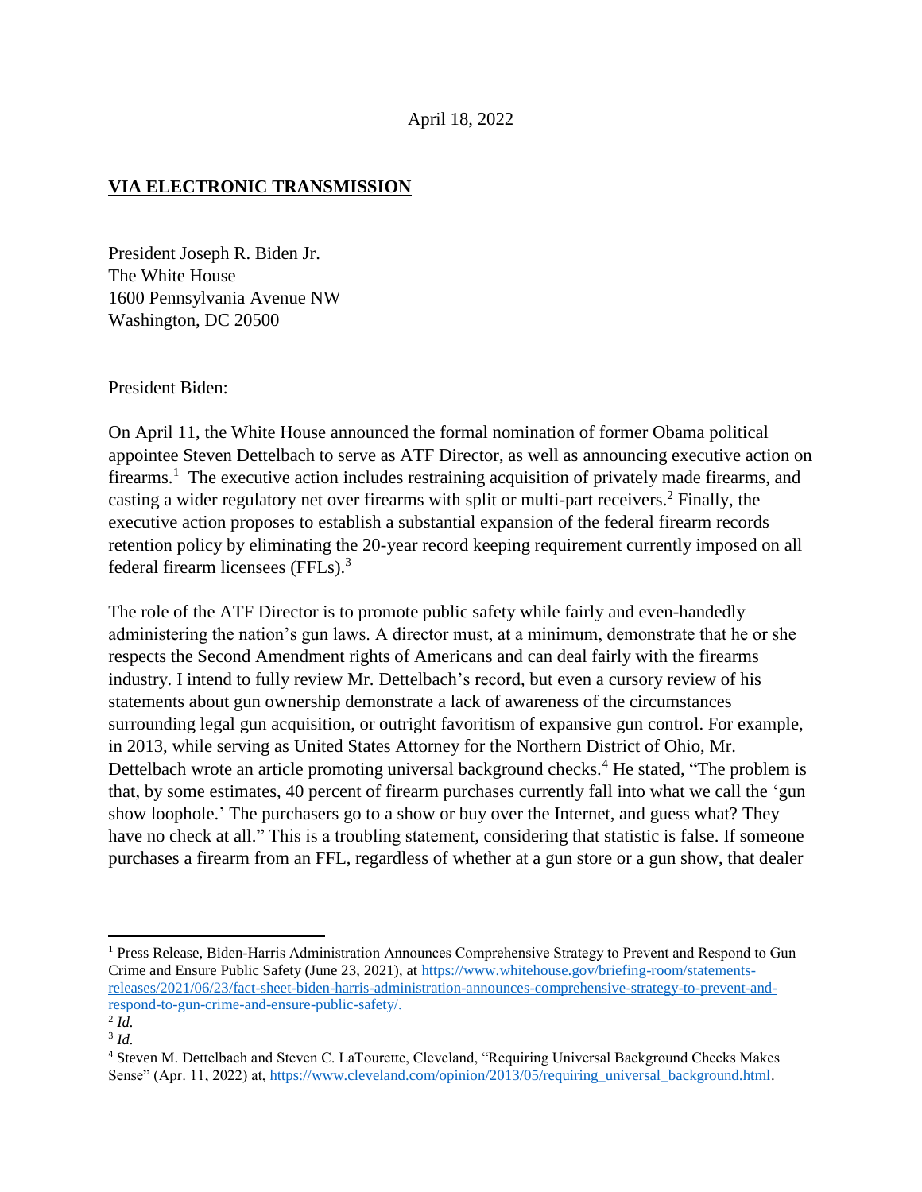April 18, 2022

**VIA ELECTRONIC TRANSMISSION**

President Joseph R. Biden Jr.
The White House
1600 Pennsylvania Avenue NW
Washington, DC 20500

President Biden:

On April 11, the White House announced the formal nomination of former Obama political appointee Steven Dettelbach to serve as ATF Director, as well as announcing executive action on firearms.[1] The executive action includes restraining acquisition of privately made firearms, and casting a wider regulatory net over firearms with split or multi-part receivers.[2] Finally, the executive action proposes to establish a substantial expansion of the federal firearm records retention policy by eliminating the 20-year record keeping requirement currently imposed on all federal firearm licensees (FFLs).[3]

The role of the ATF Director is to promote public safety while fairly and even-handedly administering the nation's gun laws. A director must, at a minimum, demonstrate that he or she respects the Second Amendment rights of Americans and can deal fairly with the firearms industry. I intend to fully review Mr. Dettelbach's record, but even a cursory review of his statements about gun ownership demonstrate a lack of awareness of the circumstances surrounding legal gun acquisition, or outright favoritism of expansive gun control. For example, in 2013, while serving as United States Attorney for the Northern District of Ohio, Mr. Dettelbach wrote an article promoting universal background checks.[4] He stated, "The problem is that, by some estimates, 40 percent of firearm purchases currently fall into what we call the 'gun show loophole.' The purchasers go to a show or buy over the Internet, and guess what? They have no check at all." This is a troubling statement, considering that statistic is false. If someone purchases a firearm from an FFL, regardless of whether at a gun store or a gun show, that dealer

---

[1] Press Release, Biden-Harris Administration Announces Comprehensive Strategy to Prevent and Respond to Gun Crime and Ensure Public Safety (June 23, 2021), at https://www.whitehouse.gov/briefing-room/statements-releases/2021/06/23/fact-sheet-biden-harris-administration-announces-comprehensive-strategy-to-prevent-and-respond-to-gun-crime-and-ensure-public-safety/.

[2] *Id.*

[3] *Id.*

[4] Steven M. Dettelbach and Steven C. LaTourette, Cleveland, "Requiring Universal Background Checks Makes Sense" (Apr. 11, 2022) at, https://www.cleveland.com/opinion/2013/05/requiring_universal_background.html.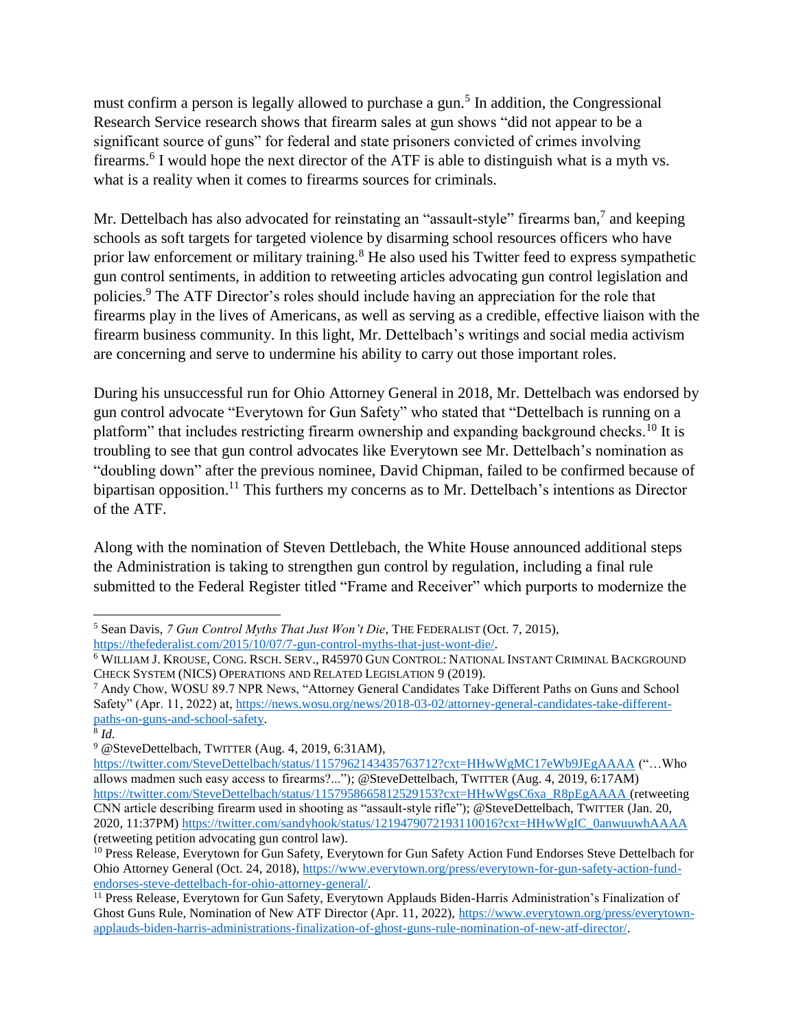must confirm a person is legally allowed to purchase a gun.[5] In addition, the Congressional Research Service research shows that firearm sales at gun shows "did not appear to be a significant source of guns" for federal and state prisoners convicted of crimes involving firearms.[6] I would hope the next director of the ATF is able to distinguish what is a myth vs. what is a reality when it comes to firearms sources for criminals.

Mr. Dettelbach has also advocated for reinstating an "assault-style" firearms ban,[7] and keeping schools as soft targets for targeted violence by disarming school resources officers who have prior law enforcement or military training.[8] He also used his Twitter feed to express sympathetic gun control sentiments, in addition to retweeting articles advocating gun control legislation and policies.[9] The ATF Director's roles should include having an appreciation for the role that firearms play in the lives of Americans, as well as serving as a credible, effective liaison with the firearm business community. In this light, Mr. Dettelbach's writings and social media activism are concerning and serve to undermine his ability to carry out those important roles.

During his unsuccessful run for Ohio Attorney General in 2018, Mr. Dettelbach was endorsed by gun control advocate "Everytown for Gun Safety" who stated that "Dettelbach is running on a platform" that includes restricting firearm ownership and expanding background checks.[10] It is troubling to see that gun control advocates like Everytown see Mr. Dettelbach's nomination as "doubling down" after the previous nominee, David Chipman, failed to be confirmed because of bipartisan opposition.[11] This furthers my concerns as to Mr. Dettelbach's intentions as Director of the ATF.

Along with the nomination of Steven Dettlebach, the White House announced additional steps the Administration is taking to strengthen gun control by regulation, including a final rule submitted to the Federal Register titled "Frame and Receiver" which purports to modernize the

---

[5] Sean Davis, *7 Gun Control Myths That Just Won't Die*, THE FEDERALIST (Oct. 7, 2015), https://thefederalist.com/2015/10/07/7-gun-control-myths-that-just-wont-die/.

[6] WILLIAM J. KROUSE, CONG. RSCH. SERV., R45970 GUN CONTROL: NATIONAL INSTANT CRIMINAL BACKGROUND CHECK SYSTEM (NICS) OPERATIONS AND RELATED LEGISLATION 9 (2019).

[7] Andy Chow, WOSU 89.7 NPR News, "Attorney General Candidates Take Different Paths on Guns and School Safety" (Apr. 11, 2022) at, https://news.wosu.org/news/2018-03-02/attorney-general-candidates-take-different-paths-on-guns-and-school-safety.

[8] *Id.*

[9] @SteveDettelbach, TWITTER (Aug. 4, 2019, 6:31AM), https://twitter.com/SteveDettelbach/status/1157962143435763712?cxt=HHwWgMC17eWb9JEgAAAA ("…Who allows madmen such easy access to firearms?..."); @SteveDettelbach, TWITTER (Aug. 4, 2019, 6:17AM) https://twitter.com/SteveDettelbach/status/1157958665812529153?cxt=HHwWgsC6xa_R8pEgAAAA (retweeting CNN article describing firearm used in shooting as "assault-style rifle"); @SteveDettelbach, TWITTER (Jan. 20, 2020, 11:37PM) https://twitter.com/sandyhook/status/1219479072193110016?cxt=HHwWgIC_0anwuuwhAAAA (retweeting petition advocating gun control law).

[10] Press Release, Everytown for Gun Safety, Everytown for Gun Safety Action Fund Endorses Steve Dettelbach for Ohio Attorney General (Oct. 24, 2018), https://www.everytown.org/press/everytown-for-gun-safety-action-fund-endorses-steve-dettelbach-for-ohio-attorney-general/.

[11] Press Release, Everytown for Gun Safety, Everytown Applauds Biden-Harris Administration's Finalization of Ghost Guns Rule, Nomination of New ATF Director (Apr. 11, 2022), https://www.everytown.org/press/everytown-applauds-biden-harris-administrations-finalization-of-ghost-guns-rule-nomination-of-new-atf-director/.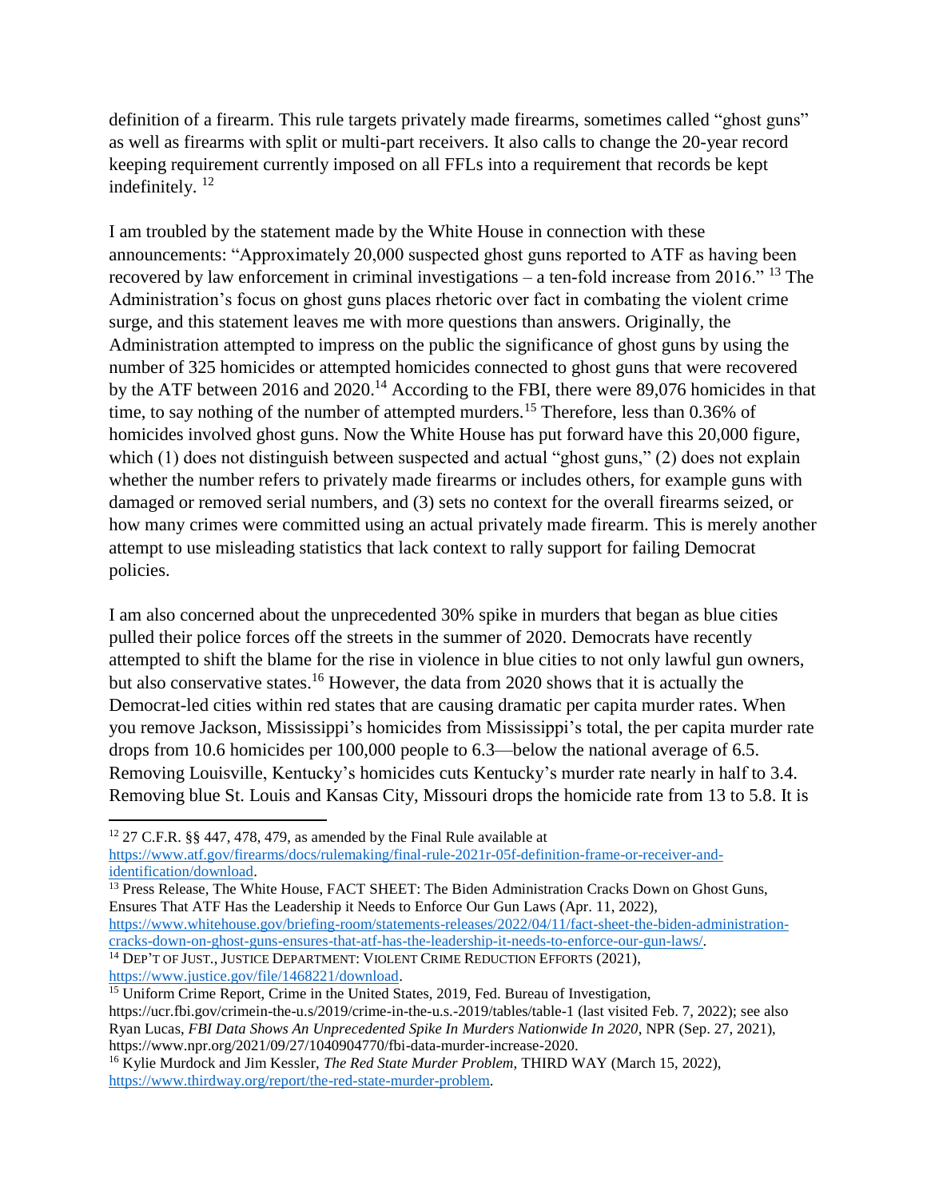definition of a firearm. This rule targets privately made firearms, sometimes called "ghost guns" as well as firearms with split or multi-part receivers. It also calls to change the 20-year record keeping requirement currently imposed on all FFLs into a requirement that records be kept indefinitely. [12]

I am troubled by the statement made by the White House in connection with these announcements: "Approximately 20,000 suspected ghost guns reported to ATF as having been recovered by law enforcement in criminal investigations – a ten-fold increase from 2016." [13] The Administration's focus on ghost guns places rhetoric over fact in combating the violent crime surge, and this statement leaves me with more questions than answers. Originally, the Administration attempted to impress on the public the significance of ghost guns by using the number of 325 homicides or attempted homicides connected to ghost guns that were recovered by the ATF between 2016 and 2020.[14] According to the FBI, there were 89,076 homicides in that time, to say nothing of the number of attempted murders.[15] Therefore, less than 0.36% of homicides involved ghost guns. Now the White House has put forward have this 20,000 figure, which (1) does not distinguish between suspected and actual "ghost guns," (2) does not explain whether the number refers to privately made firearms or includes others, for example guns with damaged or removed serial numbers, and (3) sets no context for the overall firearms seized, or how many crimes were committed using an actual privately made firearm. This is merely another attempt to use misleading statistics that lack context to rally support for failing Democrat policies.

I am also concerned about the unprecedented 30% spike in murders that began as blue cities pulled their police forces off the streets in the summer of 2020. Democrats have recently attempted to shift the blame for the rise in violence in blue cities to not only lawful gun owners, but also conservative states.[16] However, the data from 2020 shows that it is actually the Democrat-led cities within red states that are causing dramatic per capita murder rates. When you remove Jackson, Mississippi's homicides from Mississippi's total, the per capita murder rate drops from 10.6 homicides per 100,000 people to 6.3—below the national average of 6.5. Removing Louisville, Kentucky's homicides cuts Kentucky's murder rate nearly in half to 3.4. Removing blue St. Louis and Kansas City, Missouri drops the homicide rate from 13 to 5.8. It is

---

[12] 27 C.F.R. §§ 447, 478, 479, as amended by the Final Rule available at https://www.atf.gov/firearms/docs/rulemaking/final-rule-2021r-05f-definition-frame-or-receiver-and-identification/download.

[13] Press Release, The White House, FACT SHEET: The Biden Administration Cracks Down on Ghost Guns, Ensures That ATF Has the Leadership it Needs to Enforce Our Gun Laws (Apr. 11, 2022), https://www.whitehouse.gov/briefing-room/statements-releases/2022/04/11/fact-sheet-the-biden-administration-cracks-down-on-ghost-guns-ensures-that-atf-has-the-leadership-it-needs-to-enforce-our-gun-laws/.

[14] DEP'T OF JUST., JUSTICE DEPARTMENT: VIOLENT CRIME REDUCTION EFFORTS (2021), https://www.justice.gov/file/1468221/download.

[15] Uniform Crime Report, Crime in the United States, 2019, Fed. Bureau of Investigation, https://ucr.fbi.gov/crimein-the-u.s/2019/crime-in-the-u.s.-2019/tables/table-1 (last visited Feb. 7, 2022); see also Ryan Lucas, *FBI Data Shows An Unprecedented Spike In Murders Nationwide In 2020*, NPR (Sep. 27, 2021), https://www.npr.org/2021/09/27/1040904770/fbi-data-murder-increase-2020.

[16] Kylie Murdock and Jim Kessler, *The Red State Murder Problem*, THIRD WAY (March 15, 2022), https://www.thirdway.org/report/the-red-state-murder-problem.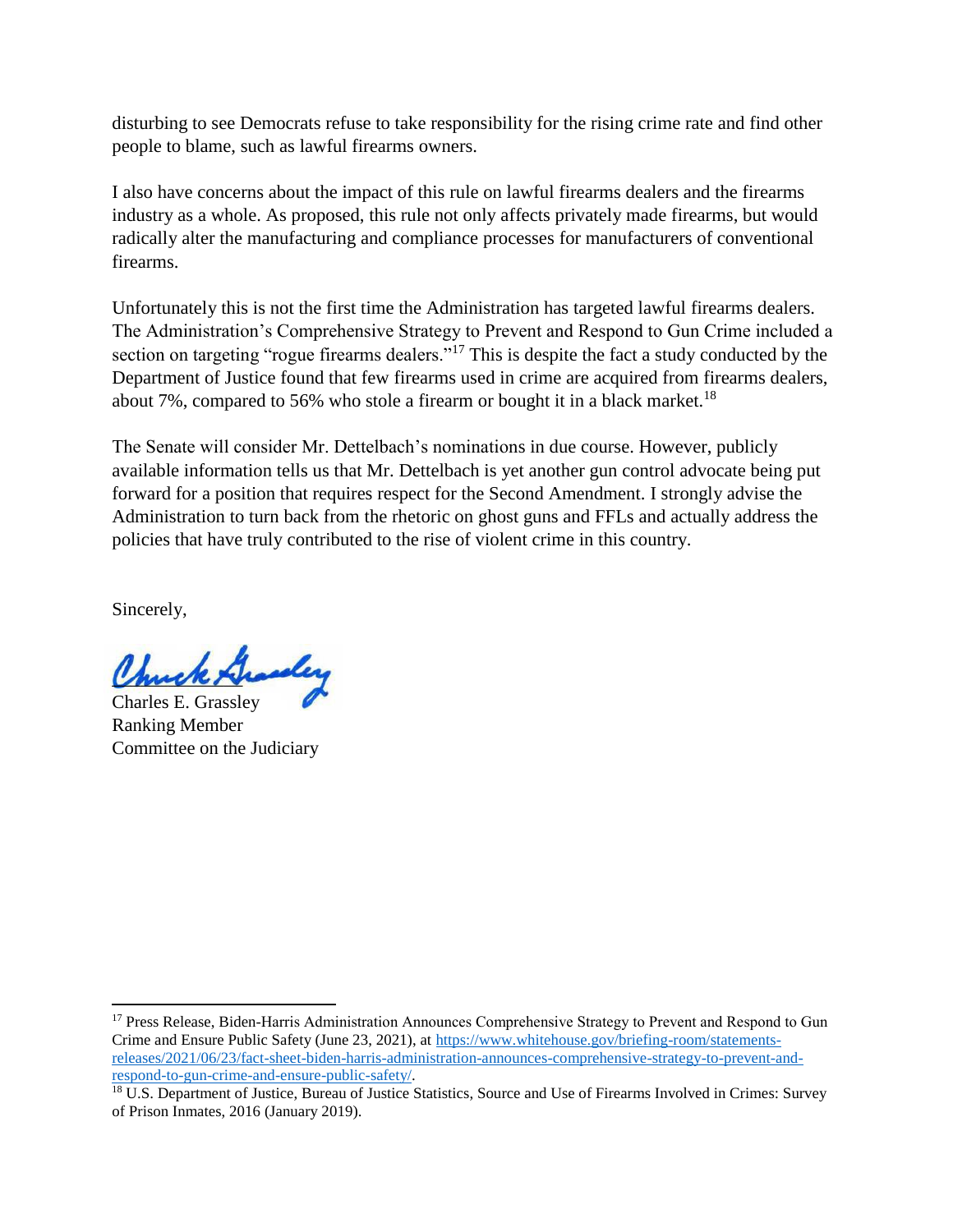disturbing to see Democrats refuse to take responsibility for the rising crime rate and find other people to blame, such as lawful firearms owners.

I also have concerns about the impact of this rule on lawful firearms dealers and the firearms industry as a whole. As proposed, this rule not only affects privately made firearms, but would radically alter the manufacturing and compliance processes for manufacturers of conventional firearms.

Unfortunately this is not the first time the Administration has targeted lawful firearms dealers. The Administration's Comprehensive Strategy to Prevent and Respond to Gun Crime included a section on targeting "rogue firearms dealers."[17] This is despite the fact a study conducted by the Department of Justice found that few firearms used in crime are acquired from firearms dealers, about 7%, compared to 56% who stole a firearm or bought it in a black market.[18]

The Senate will consider Mr. Dettelbach's nominations in due course. However, publicly available information tells us that Mr. Dettelbach is yet another gun control advocate being put forward for a position that requires respect for the Second Amendment. I strongly advise the Administration to turn back from the rhetoric on ghost guns and FFLs and actually address the policies that have truly contributed to the rise of violent crime in this country.

Sincerely,

Charles E. Grassley
Ranking Member
Committee on the Judiciary

---

[17] Press Release, Biden-Harris Administration Announces Comprehensive Strategy to Prevent and Respond to Gun Crime and Ensure Public Safety (June 23, 2021), at https://www.whitehouse.gov/briefing-room/statements-releases/2021/06/23/fact-sheet-biden-harris-administration-announces-comprehensive-strategy-to-prevent-and-respond-to-gun-crime-and-ensure-public-safety/.

[18] U.S. Department of Justice, Bureau of Justice Statistics, Source and Use of Firearms Involved in Crimes: Survey of Prison Inmates, 2016 (January 2019).